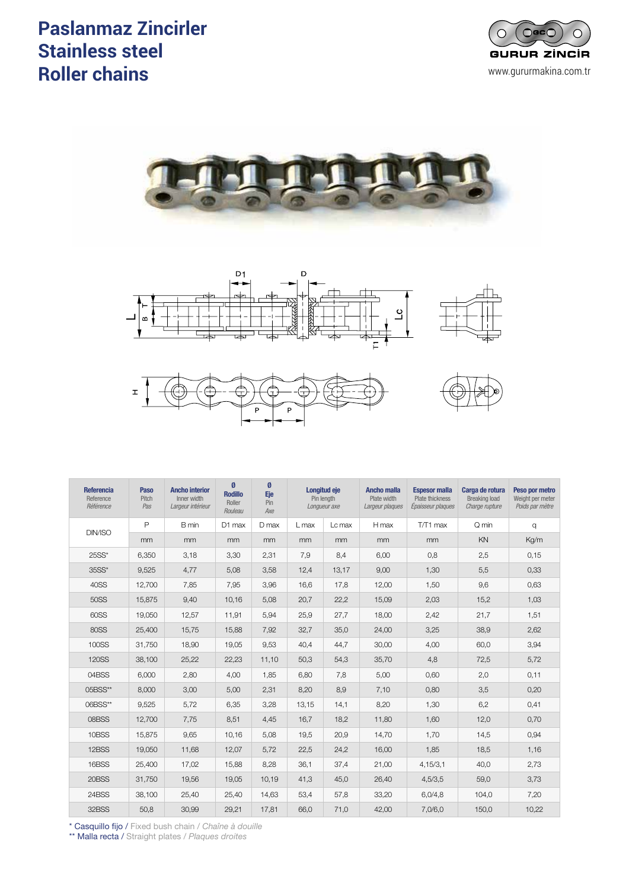# Paslanmaz Zincirler
# Stainless steel
# Roller chains

GURUR ZİNCİR
www.gururmakina.com.tr

| Referencia Reference *Référence* | Paso Pitch *Pas* | Ancho interior Inner width *Largeur intérieur* | Ø Rodillo Roller *Rouleau* | Ø Eje Pin *Axe* | Longitud eje Pin length *Longueur axe* | | Ancho malla Plate width *Largeur plaques* | Espesor malla Plate thickness *Épaisseur plaques* | Carga de rotura Breaking load *Charge rupture* | Peso por metro Weight per meter *Poids par mètre* |
|---|---|---|---|---|---|---|---|---|---|---|
| DIN/ISO | P | B min | D1 max | D max | L max | Lc max | H max | T/T1 max | Q min | q |
| | mm | mm | mm | mm | mm | mm | mm | mm | KN | Kg/m |
| 25SS* | 6,350 | 3,18 | 3,30 | 2,31 | 7,9 | 8,4 | 6,00 | 0,8 | 2,5 | 0,15 |
| 35SS* | 9,525 | 4,77 | 5,08 | 3,58 | 12,4 | 13,17 | 9,00 | 1,30 | 5,5 | 0,33 |
| 40SS | 12,700 | 7,85 | 7,95 | 3,96 | 16,6 | 17,8 | 12,00 | 1,50 | 9,6 | 0,63 |
| 50SS | 15,875 | 9,40 | 10,16 | 5,08 | 20,7 | 22,2 | 15,09 | 2,03 | 15,2 | 1,03 |
| 60SS | 19,050 | 12,57 | 11,91 | 5,94 | 25,9 | 27,7 | 18,00 | 2,42 | 21,7 | 1,51 |
| 80SS | 25,400 | 15,75 | 15,88 | 7,92 | 32,7 | 35,0 | 24,00 | 3,25 | 38,9 | 2,62 |
| 100SS | 31,750 | 18,90 | 19,05 | 9,53 | 40,4 | 44,7 | 30,00 | 4,00 | 60,0 | 3,94 |
| 120SS | 38,100 | 25,22 | 22,23 | 11,10 | 50,3 | 54,3 | 35,70 | 4,8 | 72,5 | 5,72 |
| 04BSS | 6,000 | 2,80 | 4,00 | 1,85 | 6,80 | 7,8 | 5,00 | 0,60 | 2,0 | 0,11 |
| 05BSS** | 8,000 | 3,00 | 5,00 | 2,31 | 8,20 | 8,9 | 7,10 | 0,80 | 3,5 | 0,20 |
| 06BSS** | 9,525 | 5,72 | 6,35 | 3,28 | 13,15 | 14,1 | 8,20 | 1,30 | 6,2 | 0,41 |
| 08BSS | 12,700 | 7,75 | 8,51 | 4,45 | 16,7 | 18,2 | 11,80 | 1,60 | 12,0 | 0,70 |
| 10BSS | 15,875 | 9,65 | 10,16 | 5,08 | 19,5 | 20,9 | 14,70 | 1,70 | 14,5 | 0,94 |
| 12BSS | 19,050 | 11,68 | 12,07 | 5,72 | 22,5 | 24,2 | 16,00 | 1,85 | 18,5 | 1,16 |
| 16BSS | 25,400 | 17,02 | 15,88 | 8,28 | 36,1 | 37,4 | 21,00 | 4,15/3,1 | 40,0 | 2,73 |
| 20BSS | 31,750 | 19,56 | 19,05 | 10,19 | 41,3 | 45,0 | 26,40 | 4,5/3,5 | 59,0 | 3,73 |
| 24BSS | 38,100 | 25,40 | 25,40 | 14,63 | 53,4 | 57,8 | 33,20 | 6,0/4,8 | 104,0 | 7,20 |
| 32BSS | 50,8 | 30,99 | 29,21 | 17,81 | 66,0 | 71,0 | 42,00 | 7,0/6,0 | 150,0 | 10,22 |

\* Casquillo fijo / Fixed bush chain / *Chaîne à douille*
\*\* Malla recta / Straight plates / *Plaques droites*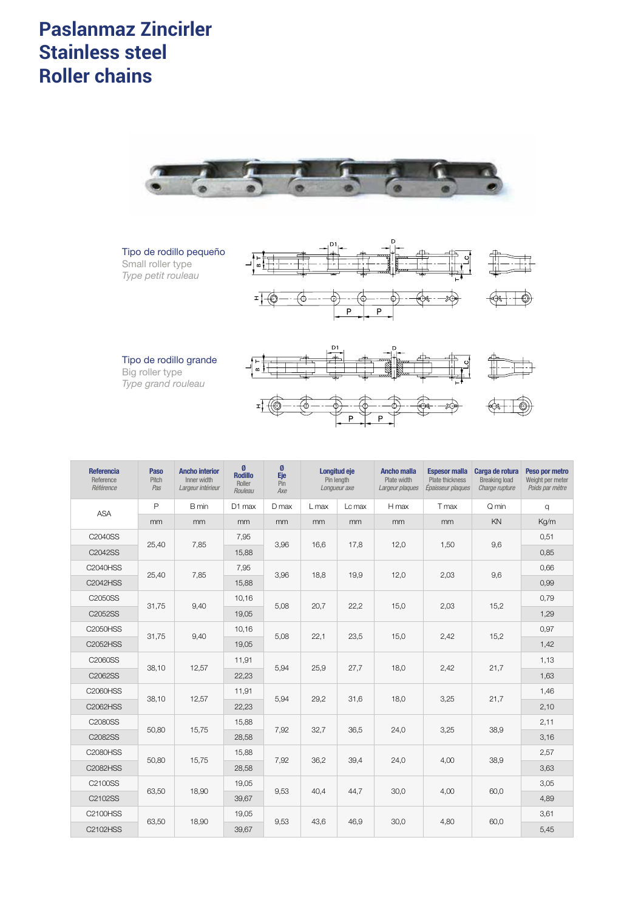# Paslanmaz Zincirler
# Stainless steel
# Roller chains

Tipo de rodillo pequeño
Small roller type
*Type petit rouleau*

Tipo de rodillo grande
Big roller type
*Type grand rouleau*

| **Referencia** Reference *Référence* | **Paso** Pitch *Pas* | **Ancho interior** Inner width *Largeur intérieur* | **Ø Rodillo** Roller *Rouleau* | **Ø Eje** Pin *Axe* | **Longitud eje** Pin length *Longueur axe* | | **Ancho malla** Plate width *Largeur plaques* | **Espesor malla** Plate thickness *Épaisseur plaques* | **Carga de rotura** Breaking load *Charge rupture* | **Peso por metro** Weight per meter *Poids par mètre* |
|---|---|---|---|---|---|---|---|---|---|---|
| ASA | P | B min | D1 max | D max | L max | Lc max | H max | T max | Q min | q |
| | mm | mm | mm | mm | mm | mm | mm | mm | KN | Kg/m |
| C2040SS | 25,40 | 7,85 | 7,95 | 3,96 | 16,6 | 17,8 | 12,0 | 1,50 | 9,6 | 0,51 |
| C2042SS | | | 15,88 | | | | | | | 0,85 |
| C2040HSS | 25,40 | 7,85 | 7,95 | 3,96 | 18,8 | 19,9 | 12,0 | 2,03 | 9,6 | 0,66 |
| C2042HSS | | | 15,88 | | | | | | | 0,99 |
| C2050SS | 31,75 | 9,40 | 10,16 | 5,08 | 20,7 | 22,2 | 15,0 | 2,03 | 15,2 | 0,79 |
| C2052SS | | | 19,05 | | | | | | | 1,29 |
| C2050HSS | 31,75 | 9,40 | 10,16 | 5,08 | 22,1 | 23,5 | 15,0 | 2,42 | 15,2 | 0,97 |
| C2052HSS | | | 19,05 | | | | | | | 1,42 |
| C2060SS | 38,10 | 12,57 | 11,91 | 5,94 | 25,9 | 27,7 | 18,0 | 2,42 | 21,7 | 1,13 |
| C2062SS | | | 22,23 | | | | | | | 1,63 |
| C2060HSS | 38,10 | 12,57 | 11,91 | 5,94 | 29,2 | 31,6 | 18,0 | 3,25 | 21,7 | 1,46 |
| C2062HSS | | | 22,23 | | | | | | | 2,10 |
| C2080SS | 50,80 | 15,75 | 15,88 | 7,92 | 32,7 | 36,5 | 24,0 | 3,25 | 38,9 | 2,11 |
| C2082SS | | | 28,58 | | | | | | | 3,16 |
| C2080HSS | 50,80 | 15,75 | 15,88 | 7,92 | 36,2 | 39,4 | 24,0 | 4,00 | 38,9 | 2,57 |
| C2082HSS | | | 28,58 | | | | | | | 3,63 |
| C2100SS | 63,50 | 18,90 | 19,05 | 9,53 | 40,4 | 44,7 | 30,0 | 4,00 | 60,0 | 3,05 |
| C2102SS | | | 39,67 | | | | | | | 4,89 |
| C2100HSS | 63,50 | 18,90 | 19,05 | 9,53 | 43,6 | 46,9 | 30,0 | 4,80 | 60,0 | 3,61 |
| C2102HSS | | | 39,67 | | | | | | | 5,45 |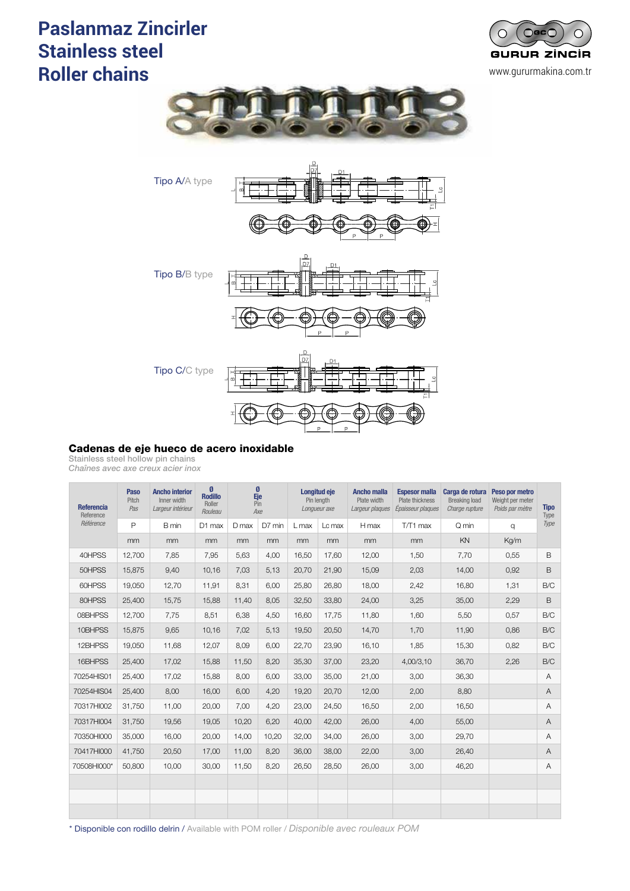# Paslanmaz Zincirler
# Stainless steel
# Roller chains

GURUR ZİNCİR
www.gururmakina.com.tr

Tipo A/A type

Tipo B/B type

Tipo C/C type

## Cadenas de eje hueco de acero inoxidable

Stainless steel hollow pin chains

*Chaînes avec axe creux acier inox*

| **Referencia** Reference *Référence* | **Paso** Pitch *Pas* | **Ancho interior** Inner width *Largeur intérieur* | **Ø Rodillo** Roller *Rouleau* | **Ø Eje** Pin *Axe* | | **Longitud eje** Pin length *Longueur axe* | | **Ancho malla** Plate width *Largeur plaques* | **Espesor malla** Plate thickness *Épaisseur plaques* | **Carga de rotura** Breaking load *Charge rupture* | **Peso por metro** Weight per meter *Poids par mètre* | **Tipo** Type *Type* |
|---|---|---|---|---|---|---|---|---|---|---|---|---|
| | P | B min | D1 max | D max | D7 min | L max | Lc max | H max | T/T1 max | Q min | q | |
| | mm | mm | mm | mm | mm | mm | mm | mm | mm | KN | Kg/m | |
| 40HPSS | 12,700 | 7,85 | 7,95 | 5,63 | 4,00 | 16,50 | 17,60 | 12,00 | 1,50 | 7,70 | 0,55 | B |
| 50HPSS | 15,875 | 9,40 | 10,16 | 7,03 | 5,13 | 20,70 | 21,90 | 15,09 | 2,03 | 14,00 | 0,92 | B |
| 60HPSS | 19,050 | 12,70 | 11,91 | 8,31 | 6,00 | 25,80 | 26,80 | 18,00 | 2,42 | 16,80 | 1,31 | B/C |
| 80HPSS | 25,400 | 15,75 | 15,88 | 11,40 | 8,05 | 32,50 | 33,80 | 24,00 | 3,25 | 35,00 | 2,29 | B |
| 08BHPSS | 12,700 | 7,75 | 8,51 | 6,38 | 4,50 | 16,60 | 17,75 | 11,80 | 1,60 | 5,50 | 0,57 | B/C |
| 10BHPSS | 15,875 | 9,65 | 10,16 | 7,02 | 5,13 | 19,50 | 20,50 | 14,70 | 1,70 | 11,90 | 0,86 | B/C |
| 12BHPSS | 19,050 | 11,68 | 12,07 | 8,09 | 6,00 | 22,70 | 23,90 | 16,10 | 1,85 | 15,30 | 0,82 | B/C |
| 16BHPSS | 25,400 | 17,02 | 15,88 | 11,50 | 8,20 | 35,30 | 37,00 | 23,20 | 4,00/3,10 | 36,70 | 2,26 | B/C |
| 70254HIS01 | 25,400 | 17,02 | 15,88 | 8,00 | 6,00 | 33,00 | 35,00 | 21,00 | 3,00 | 36,30 | | A |
| 70254HIS04 | 25,400 | 8,00 | 16,00 | 6,00 | 4,20 | 19,20 | 20,70 | 12,00 | 2,00 | 8,80 | | A |
| 70317HI002 | 31,750 | 11,00 | 20,00 | 7,00 | 4,20 | 23,00 | 24,50 | 16,50 | 2,00 | 16,50 | | A |
| 70317HI004 | 31,750 | 19,56 | 19,05 | 10,20 | 6,20 | 40,00 | 42,00 | 26,00 | 4,00 | 55,00 | | A |
| 70350HI000 | 35,000 | 16,00 | 20,00 | 14,00 | 10,20 | 32,00 | 34,00 | 26,00 | 3,00 | 29,70 | | A |
| 70417HI000 | 41,750 | 20,50 | 17,00 | 11,00 | 8,20 | 36,00 | 38,00 | 22,00 | 3,00 | 26,40 | | A |
| 70508HI000* | 50,800 | 10,00 | 30,00 | 11,50 | 8,20 | 26,50 | 28,50 | 26,00 | 3,00 | 46,20 | | A |

\* Disponible con rodillo delrin / Available with POM roller / *Disponible avec rouleaux POM*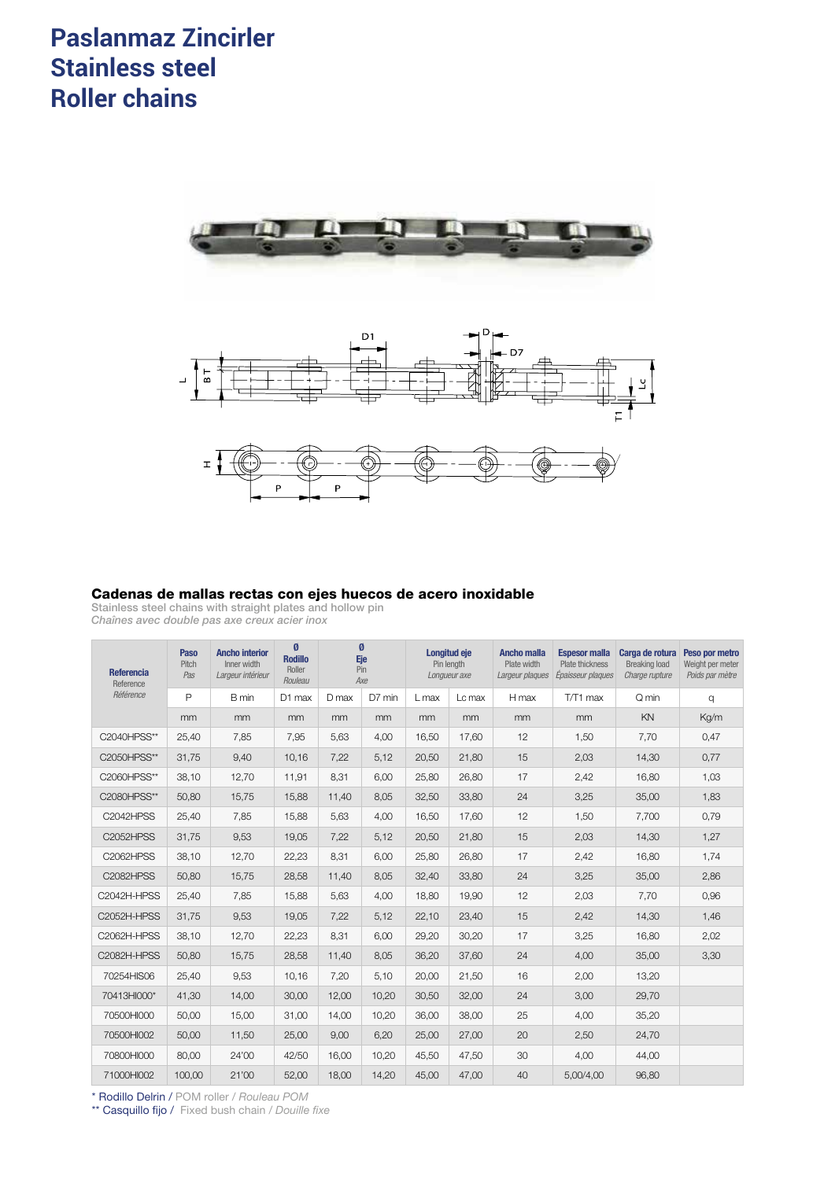# Paslanmaz Zincirler
# Stainless steel
# Roller chains

### Cadenas de mallas rectas con ejes huecos de acero inoxidable

Stainless steel chains with straight plates and hollow pin

*Chaînes avec double pas axe creux acier inox*

| **Referencia** Reference *Référence* | **Paso** Pitch *Pas* | **Ancho interior** Inner width *Largeur intérieur* | **Ø Rodillo** Roller *Rouleau* | **Ø Eje** Pin *Axe* | | **Longitud eje** Pin length *Longueur axe* | | **Ancho malla** Plate width *Largeur plaques* | **Espesor malla** Plate thickness *Épaisseur plaques* | **Carga de rotura** Breaking load *Charge rupture* | **Peso por metro** Weight per meter *Poids par mètre* |
|---|---|---|---|---|---|---|---|---|---|---|---|
| | P | B min | D1 max | D max | D7 min | L max | Lc max | H max | T/T1 max | Q min | q |
| | mm | mm | mm | mm | mm | mm | mm | mm | mm | KN | Kg/m |
| C2040HPSS** | 25,40 | 7,85 | 7,95 | 5,63 | 4,00 | 16,50 | 17,60 | 12 | 1,50 | 7,70 | 0,47 |
| C2050HPSS** | 31,75 | 9,40 | 10,16 | 7,22 | 5,12 | 20,50 | 21,80 | 15 | 2,03 | 14,30 | 0,77 |
| C2060HPSS** | 38,10 | 12,70 | 11,91 | 8,31 | 6,00 | 25,80 | 26,80 | 17 | 2,42 | 16,80 | 1,03 |
| C2080HPSS** | 50,80 | 15,75 | 15,88 | 11,40 | 8,05 | 32,50 | 33,80 | 24 | 3,25 | 35,00 | 1,83 |
| C2042HPSS | 25,40 | 7,85 | 15,88 | 5,63 | 4,00 | 16,50 | 17,60 | 12 | 1,50 | 7,700 | 0,79 |
| C2052HPSS | 31,75 | 9,53 | 19,05 | 7,22 | 5,12 | 20,50 | 21,80 | 15 | 2,03 | 14,30 | 1,27 |
| C2062HPSS | 38,10 | 12,70 | 22,23 | 8,31 | 6,00 | 25,80 | 26,80 | 17 | 2,42 | 16,80 | 1,74 |
| C2082HPSS | 50,80 | 15,75 | 28,58 | 11,40 | 8,05 | 32,40 | 33,80 | 24 | 3,25 | 35,00 | 2,86 |
| C2042H-HPSS | 25,40 | 7,85 | 15,88 | 5,63 | 4,00 | 18,80 | 19,90 | 12 | 2,03 | 7,70 | 0,96 |
| C2052H-HPSS | 31,75 | 9,53 | 19,05 | 7,22 | 5,12 | 22,10 | 23,40 | 15 | 2,42 | 14,30 | 1,46 |
| C2062H-HPSS | 38,10 | 12,70 | 22,23 | 8,31 | 6,00 | 29,20 | 30,20 | 17 | 3,25 | 16,80 | 2,02 |
| C2082H-HPSS | 50,80 | 15,75 | 28,58 | 11,40 | 8,05 | 36,20 | 37,60 | 24 | 4,00 | 35,00 | 3,30 |
| 70254HIS06 | 25,40 | 9,53 | 10,16 | 7,20 | 5,10 | 20,00 | 21,50 | 16 | 2,00 | 13,20 | |
| 70413HI000* | 41,30 | 14,00 | 30,00 | 12,00 | 10,20 | 30,50 | 32,00 | 24 | 3,00 | 29,70 | |
| 70500HI000 | 50,00 | 15,00 | 31,00 | 14,00 | 10,20 | 36,00 | 38,00 | 25 | 4,00 | 35,20 | |
| 70500HI002 | 50,00 | 11,50 | 25,00 | 9,00 | 6,20 | 25,00 | 27,00 | 20 | 2,50 | 24,70 | |
| 70800HI000 | 80,00 | 24'00 | 42/50 | 16,00 | 10,20 | 45,50 | 47,50 | 30 | 4,00 | 44,00 | |
| 71000HI002 | 100,00 | 21'00 | 52,00 | 18,00 | 14,20 | 45,00 | 47,00 | 40 | 5,00/4,00 | 96,80 | |

\* Rodillo Delrin / POM roller / *Rouleau POM*

\*\* Casquillo fijo / Fixed bush chain / *Douille fixe*